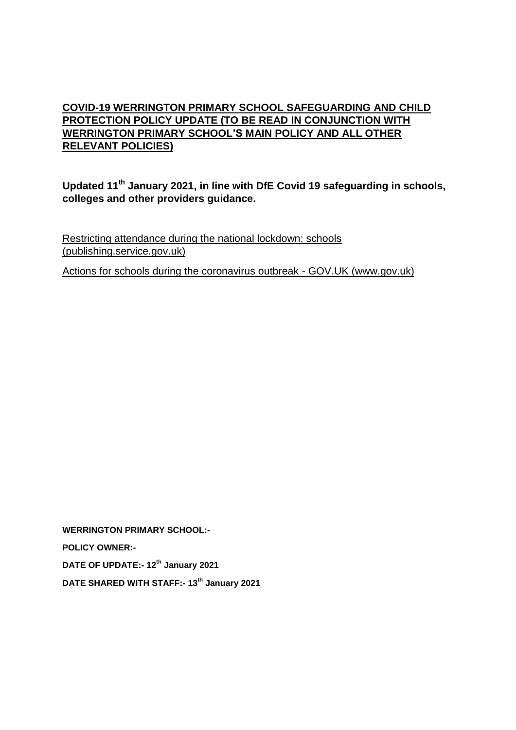# COVID-19 WERRINGTON PRIMARY SCHOOL SAFEGUARDING AND CHILD PROTECTION POLICY UPDATE (TO BE READ IN CONJUNCTION WITH WERRINGTON PRIMARY SCHOOL'S MAIN POLICY AND ALL OTHER RELEVANT POLICIES)

**Updated 11th January 2021, in line with DfE Covid 19 safeguarding in schools, colleges and other providers guidance.**

Restricting attendance during the national lockdown: schools (publishing.service.gov.uk)

Actions for schools during the coronavirus outbreak - GOV.UK (www.gov.uk)

**WERRINGTON PRIMARY SCHOOL:-**

**POLICY OWNER:-**

**DATE OF UPDATE:- 12th January 2021**

**DATE SHARED WITH STAFF:- 13th January 2021**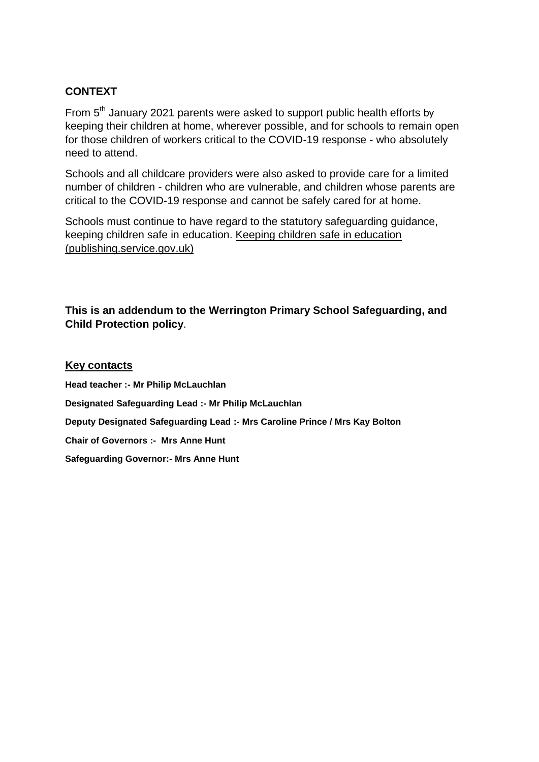## CONTEXT

From 5th January 2021 parents were asked to support public health efforts by keeping their children at home, wherever possible, and for schools to remain open for those children of workers critical to the COVID-19 response - who absolutely need to attend.

Schools and all childcare providers were also asked to provide care for a limited number of children - children who are vulnerable, and children whose parents are critical to the COVID-19 response and cannot be safely cared for at home.

Schools must continue to have regard to the statutory safeguarding guidance, keeping children safe in education. Keeping children safe in education (publishing.service.gov.uk)

**This is an addendum to the Werrington Primary School Safeguarding, and Child Protection policy**.

### Key contacts

**Head teacher :- Mr Philip McLauchlan**

**Designated Safeguarding Lead :- Mr Philip McLauchlan**

**Deputy Designated Safeguarding Lead :- Mrs Caroline Prince / Mrs Kay Bolton**

**Chair of Governors :- Mrs Anne Hunt**

**Safeguarding Governor:- Mrs Anne Hunt**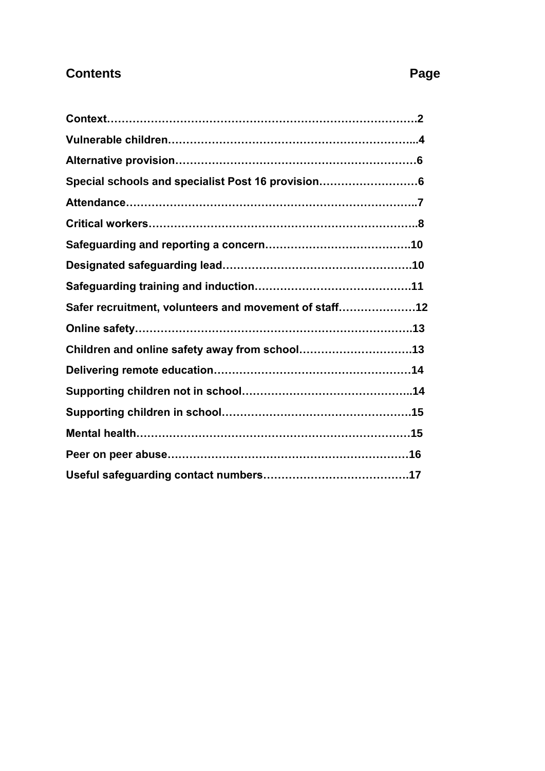## Contents

| Contents | Page |
|---|---|
| **Context** | **2** |
| **Vulnerable children** | **4** |
| **Alternative provision** | **6** |
| **Special schools and specialist Post 16 provision** | **6** |
| **Attendance** | **7** |
| **Critical workers** | **8** |
| **Safeguarding and reporting a concern** | **10** |
| **Designated safeguarding lead** | **10** |
| **Safeguarding training and induction** | **11** |
| **Safer recruitment, volunteers and movement of staff** | **12** |
| **Online safety** | **13** |
| **Children and online safety away from school** | **13** |
| **Delivering remote education** | **14** |
| **Supporting children not in school** | **14** |
| **Supporting children in school** | **15** |
| **Mental health** | **15** |
| **Peer on peer abuse** | **16** |
| **Useful safeguarding contact numbers** | **17** |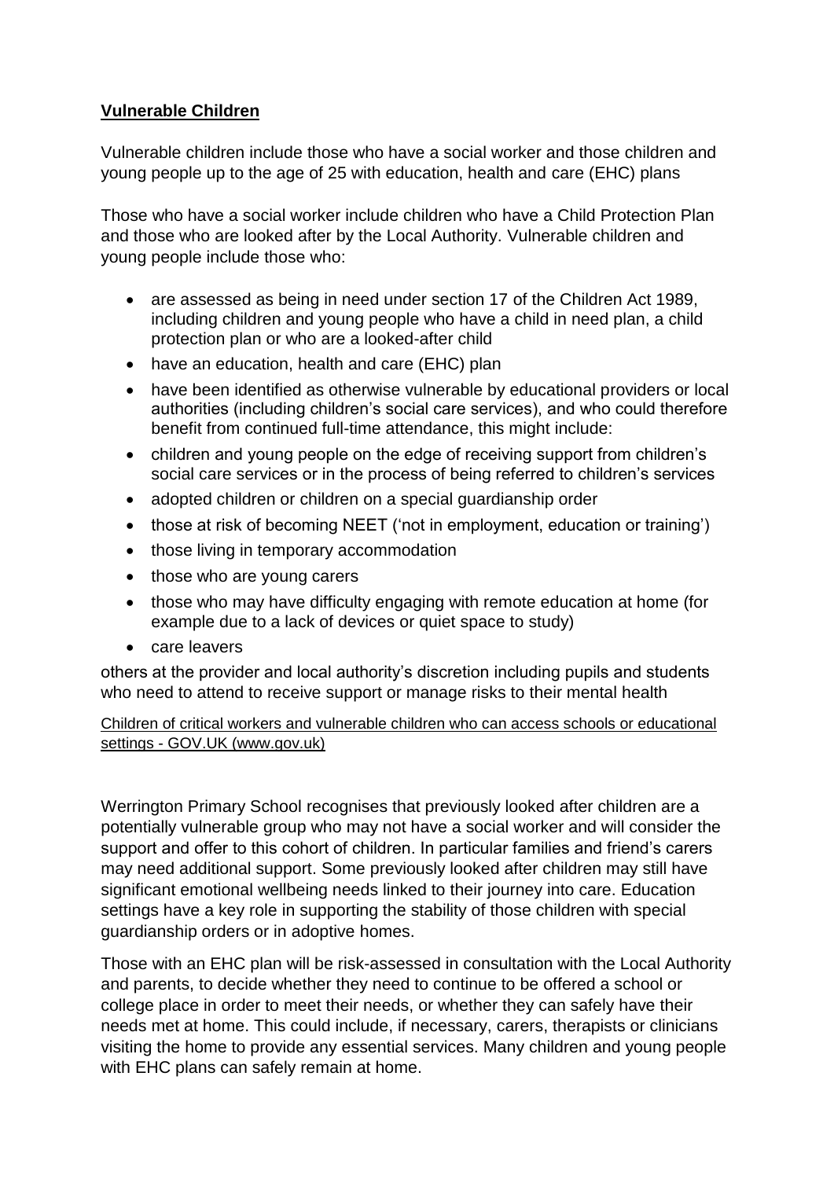## **Vulnerable Children**

Vulnerable children include those who have a social worker and those children and young people up to the age of 25 with education, health and care (EHC) plans

Those who have a social worker include children who have a Child Protection Plan and those who are looked after by the Local Authority. Vulnerable children and young people include those who:

- are assessed as being in need under section 17 of the Children Act 1989, including children and young people who have a child in need plan, a child protection plan or who are a looked-after child
- have an education, health and care (EHC) plan
- have been identified as otherwise vulnerable by educational providers or local authorities (including children's social care services), and who could therefore benefit from continued full-time attendance, this might include:
- children and young people on the edge of receiving support from children's social care services or in the process of being referred to children's services
- adopted children or children on a special guardianship order
- those at risk of becoming NEET ('not in employment, education or training')
- those living in temporary accommodation
- those who are young carers
- those who may have difficulty engaging with remote education at home (for example due to a lack of devices or quiet space to study)
- care leavers

others at the provider and local authority's discretion including pupils and students who need to attend to receive support or manage risks to their mental health

Children of critical workers and vulnerable children who can access schools or educational settings - GOV.UK (www.gov.uk)

Werrington Primary School recognises that previously looked after children are a potentially vulnerable group who may not have a social worker and will consider the support and offer to this cohort of children. In particular families and friend's carers may need additional support. Some previously looked after children may still have significant emotional wellbeing needs linked to their journey into care. Education settings have a key role in supporting the stability of those children with special guardianship orders or in adoptive homes.

Those with an EHC plan will be risk-assessed in consultation with the Local Authority and parents, to decide whether they need to continue to be offered a school or college place in order to meet their needs, or whether they can safely have their needs met at home. This could include, if necessary, carers, therapists or clinicians visiting the home to provide any essential services. Many children and young people with EHC plans can safely remain at home.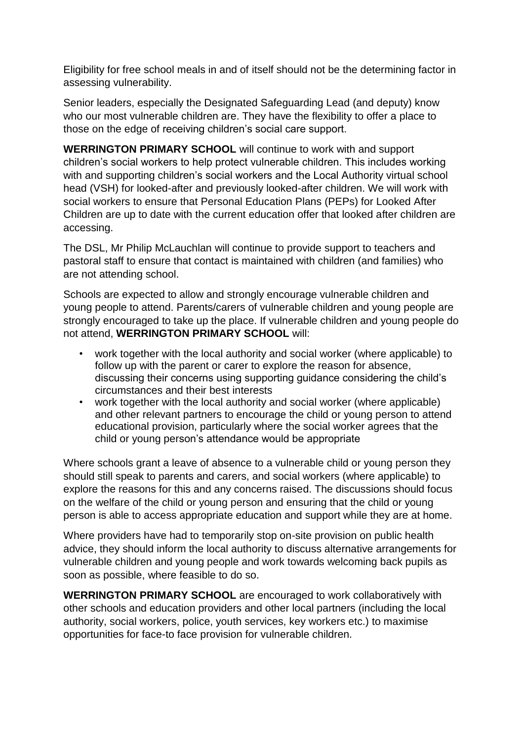Eligibility for free school meals in and of itself should not be the determining factor in assessing vulnerability.

Senior leaders, especially the Designated Safeguarding Lead (and deputy) know who our most vulnerable children are. They have the flexibility to offer a place to those on the edge of receiving children's social care support.

**WERRINGTON PRIMARY SCHOOL** will continue to work with and support children's social workers to help protect vulnerable children. This includes working with and supporting children's social workers and the Local Authority virtual school head (VSH) for looked-after and previously looked-after children. We will work with social workers to ensure that Personal Education Plans (PEPs) for Looked After Children are up to date with the current education offer that looked after children are accessing.

The DSL, Mr Philip McLauchlan will continue to provide support to teachers and pastoral staff to ensure that contact is maintained with children (and families) who are not attending school.

Schools are expected to allow and strongly encourage vulnerable children and young people to attend. Parents/carers of vulnerable children and young people are strongly encouraged to take up the place. If vulnerable children and young people do not attend, **WERRINGTON PRIMARY SCHOOL** will:

- work together with the local authority and social worker (where applicable) to follow up with the parent or carer to explore the reason for absence, discussing their concerns using supporting guidance considering the child's circumstances and their best interests
- work together with the local authority and social worker (where applicable) and other relevant partners to encourage the child or young person to attend educational provision, particularly where the social worker agrees that the child or young person's attendance would be appropriate

Where schools grant a leave of absence to a vulnerable child or young person they should still speak to parents and carers, and social workers (where applicable) to explore the reasons for this and any concerns raised. The discussions should focus on the welfare of the child or young person and ensuring that the child or young person is able to access appropriate education and support while they are at home.

Where providers have had to temporarily stop on-site provision on public health advice, they should inform the local authority to discuss alternative arrangements for vulnerable children and young people and work towards welcoming back pupils as soon as possible, where feasible to do so.

**WERRINGTON PRIMARY SCHOOL** are encouraged to work collaboratively with other schools and education providers and other local partners (including the local authority, social workers, police, youth services, key workers etc.) to maximise opportunities for face-to face provision for vulnerable children.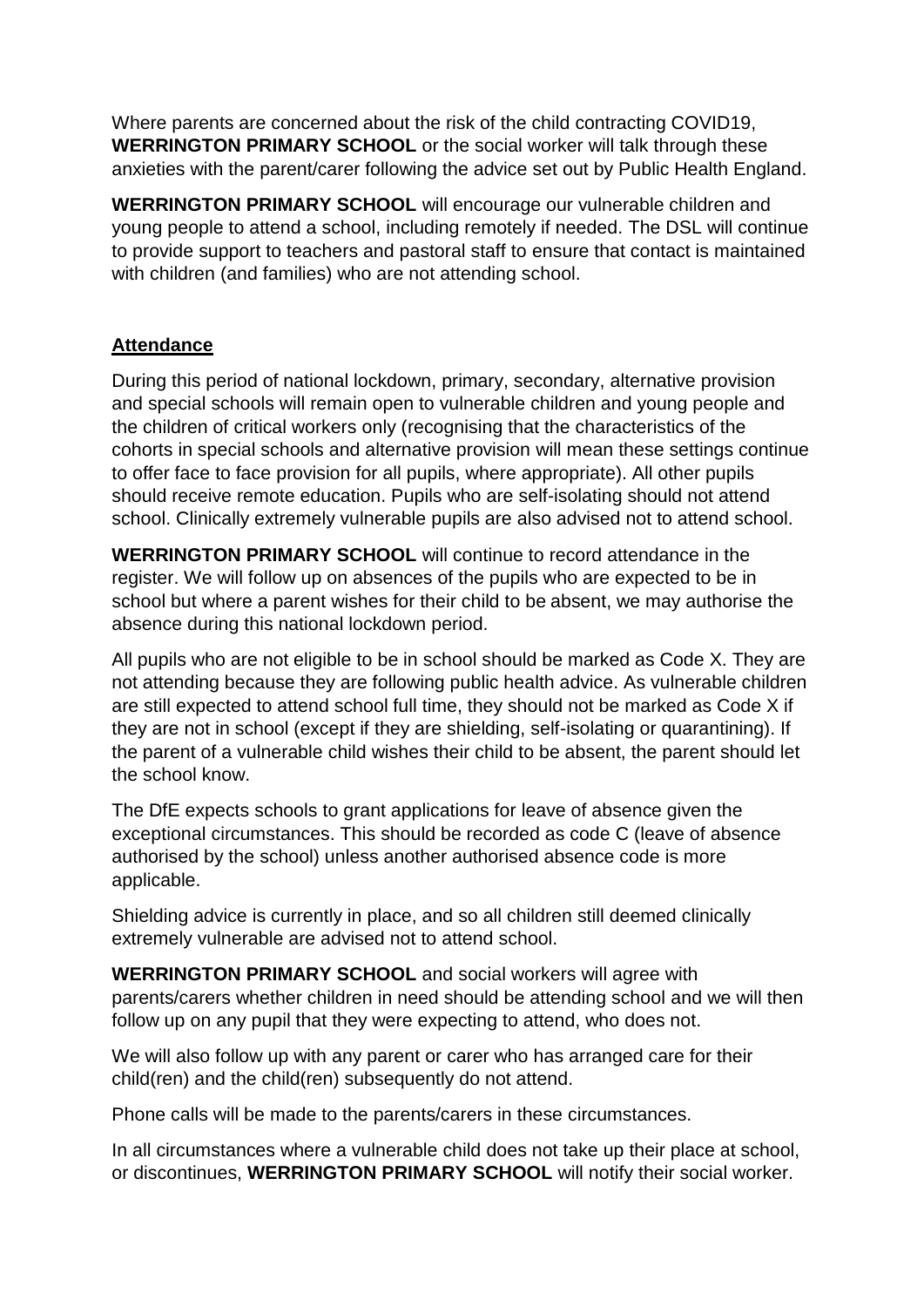Where parents are concerned about the risk of the child contracting COVID19, **WERRINGTON PRIMARY SCHOOL** or the social worker will talk through these anxieties with the parent/carer following the advice set out by Public Health England.

**WERRINGTON PRIMARY SCHOOL** will encourage our vulnerable children and young people to attend a school, including remotely if needed. The DSL will continue to provide support to teachers and pastoral staff to ensure that contact is maintained with children (and families) who are not attending school.

## Attendance

During this period of national lockdown, primary, secondary, alternative provision and special schools will remain open to vulnerable children and young people and the children of critical workers only (recognising that the characteristics of the cohorts in special schools and alternative provision will mean these settings continue to offer face to face provision for all pupils, where appropriate). All other pupils should receive remote education. Pupils who are self-isolating should not attend school. Clinically extremely vulnerable pupils are also advised not to attend school.

**WERRINGTON PRIMARY SCHOOL** will continue to record attendance in the register. We will follow up on absences of the pupils who are expected to be in school but where a parent wishes for their child to be absent, we may authorise the absence during this national lockdown period.

All pupils who are not eligible to be in school should be marked as Code X. They are not attending because they are following public health advice. As vulnerable children are still expected to attend school full time, they should not be marked as Code X if they are not in school (except if they are shielding, self-isolating or quarantining). If the parent of a vulnerable child wishes their child to be absent, the parent should let the school know.

The DfE expects schools to grant applications for leave of absence given the exceptional circumstances. This should be recorded as code C (leave of absence authorised by the school) unless another authorised absence code is more applicable.

Shielding advice is currently in place, and so all children still deemed clinically extremely vulnerable are advised not to attend school.

**WERRINGTON PRIMARY SCHOOL** and social workers will agree with parents/carers whether children in need should be attending school and we will then follow up on any pupil that they were expecting to attend, who does not.

We will also follow up with any parent or carer who has arranged care for their child(ren) and the child(ren) subsequently do not attend.

Phone calls will be made to the parents/carers in these circumstances.

In all circumstances where a vulnerable child does not take up their place at school, or discontinues, **WERRINGTON PRIMARY SCHOOL** will notify their social worker.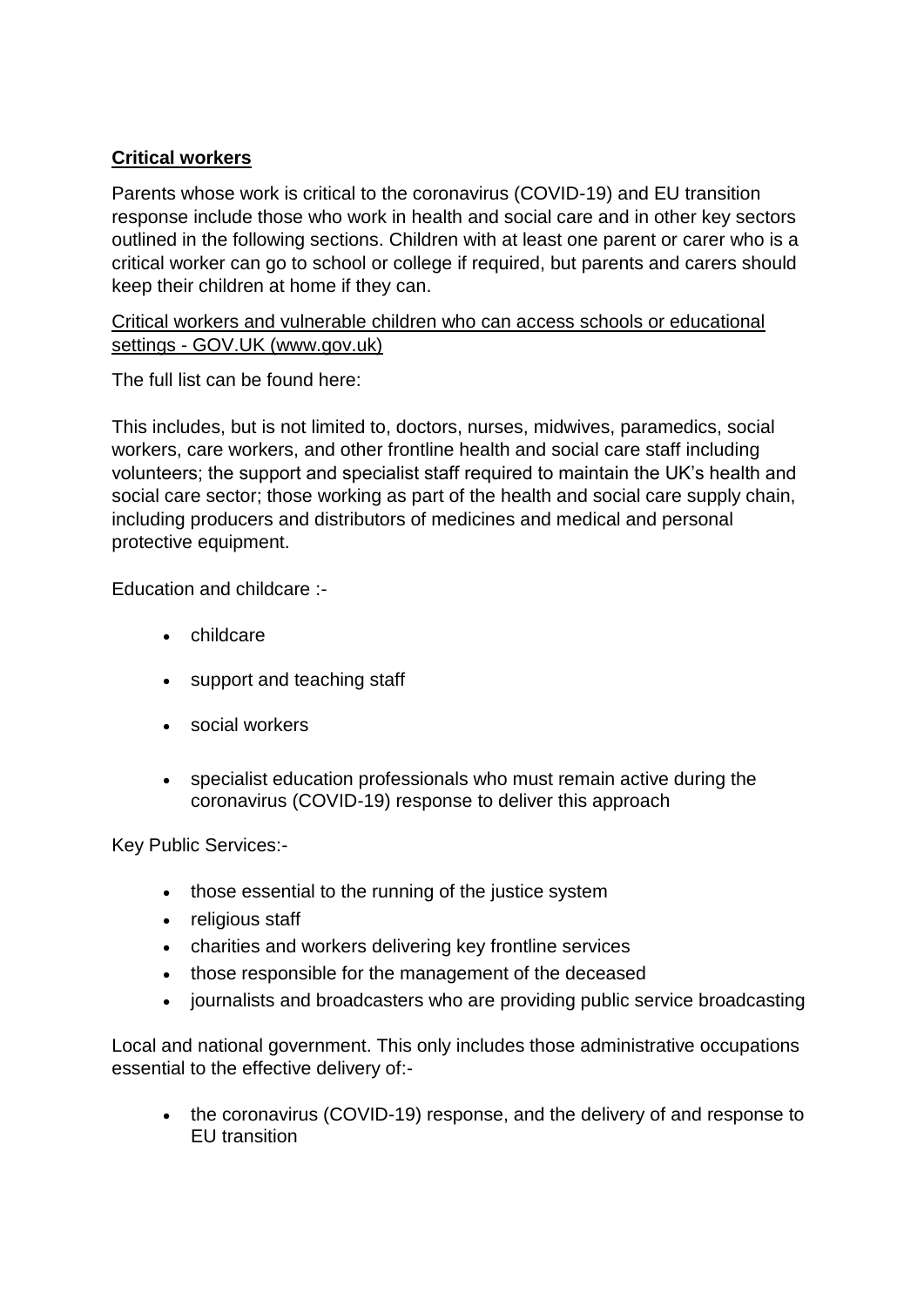**Critical workers**

Parents whose work is critical to the coronavirus (COVID-19) and EU transition response include those who work in health and social care and in other key sectors outlined in the following sections. Children with at least one parent or carer who is a critical worker can go to school or college if required, but parents and carers should keep their children at home if they can.

Critical workers and vulnerable children who can access schools or educational settings - GOV.UK (www.gov.uk)

The full list can be found here:

This includes, but is not limited to, doctors, nurses, midwives, paramedics, social workers, care workers, and other frontline health and social care staff including volunteers; the support and specialist staff required to maintain the UK's health and social care sector; those working as part of the health and social care supply chain, including producers and distributors of medicines and medical and personal protective equipment.

Education and childcare :-

- childcare
- support and teaching staff
- social workers
- specialist education professionals who must remain active during the coronavirus (COVID-19) response to deliver this approach

Key Public Services:-

- those essential to the running of the justice system
- religious staff
- charities and workers delivering key frontline services
- those responsible for the management of the deceased
- journalists and broadcasters who are providing public service broadcasting

Local and national government. This only includes those administrative occupations essential to the effective delivery of:-

- the coronavirus (COVID-19) response, and the delivery of and response to EU transition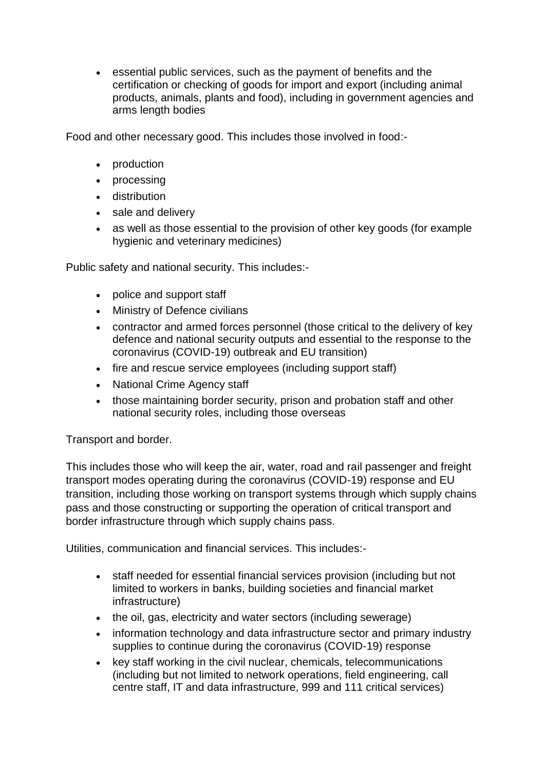- essential public services, such as the payment of benefits and the certification or checking of goods for import and export (including animal products, animals, plants and food), including in government agencies and arms length bodies

Food and other necessary good. This includes those involved in food:-

- production
- processing
- distribution
- sale and delivery
- as well as those essential to the provision of other key goods (for example hygienic and veterinary medicines)

Public safety and national security. This includes:-

- police and support staff
- Ministry of Defence civilians
- contractor and armed forces personnel (those critical to the delivery of key defence and national security outputs and essential to the response to the coronavirus (COVID-19) outbreak and EU transition)
- fire and rescue service employees (including support staff)
- National Crime Agency staff
- those maintaining border security, prison and probation staff and other national security roles, including those overseas

Transport and border.

This includes those who will keep the air, water, road and rail passenger and freight transport modes operating during the coronavirus (COVID-19) response and EU transition, including those working on transport systems through which supply chains pass and those constructing or supporting the operation of critical transport and border infrastructure through which supply chains pass.

Utilities, communication and financial services. This includes:-

- staff needed for essential financial services provision (including but not limited to workers in banks, building societies and financial market infrastructure)
- the oil, gas, electricity and water sectors (including sewerage)
- information technology and data infrastructure sector and primary industry supplies to continue during the coronavirus (COVID-19) response
- key staff working in the civil nuclear, chemicals, telecommunications (including but not limited to network operations, field engineering, call centre staff, IT and data infrastructure, 999 and 111 critical services)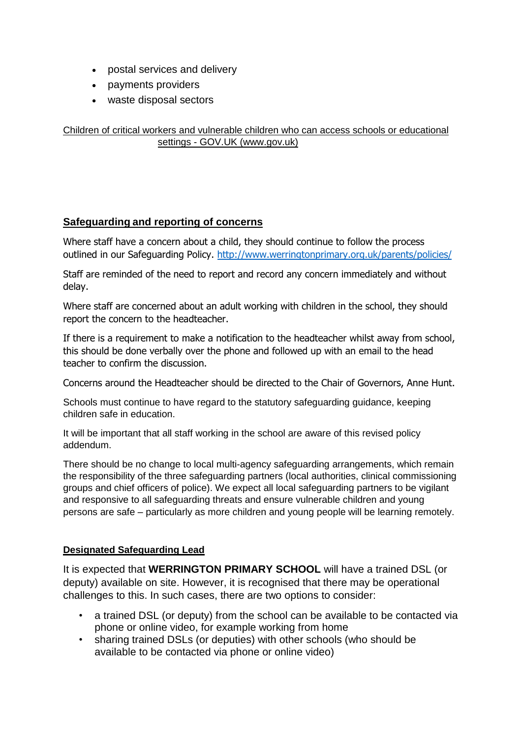- postal services and delivery
- payments providers
- waste disposal sectors

[Children of critical workers and vulnerable children who can access schools or educational settings - GOV.UK (www.gov.uk)](https://www.gov.uk)

## Safeguarding and reporting of concerns

Where staff have a concern about a child, they should continue to follow the process outlined in our Safeguarding Policy. http://www.werringtonprimary.org.uk/parents/policies/

Staff are reminded of the need to report and record any concern immediately and without delay.

Where staff are concerned about an adult working with children in the school, they should report the concern to the headteacher.

If there is a requirement to make a notification to the headteacher whilst away from school, this should be done verbally over the phone and followed up with an email to the head teacher to confirm the discussion.

Concerns around the Headteacher should be directed to the Chair of Governors, Anne Hunt.

Schools must continue to have regard to the statutory safeguarding guidance, keeping children safe in education.

It will be important that all staff working in the school are aware of this revised policy addendum.

There should be no change to local multi-agency safeguarding arrangements, which remain the responsibility of the three safeguarding partners (local authorities, clinical commissioning groups and chief officers of police). We expect all local safeguarding partners to be vigilant and responsive to all safeguarding threats and ensure vulnerable children and young persons are safe – particularly as more children and young people will be learning remotely.

### Designated Safeguarding Lead

It is expected that **WERRINGTON PRIMARY SCHOOL** will have a trained DSL (or deputy) available on site. However, it is recognised that there may be operational challenges to this. In such cases, there are two options to consider:

- a trained DSL (or deputy) from the school can be available to be contacted via phone or online video, for example working from home
- sharing trained DSLs (or deputies) with other schools (who should be available to be contacted via phone or online video)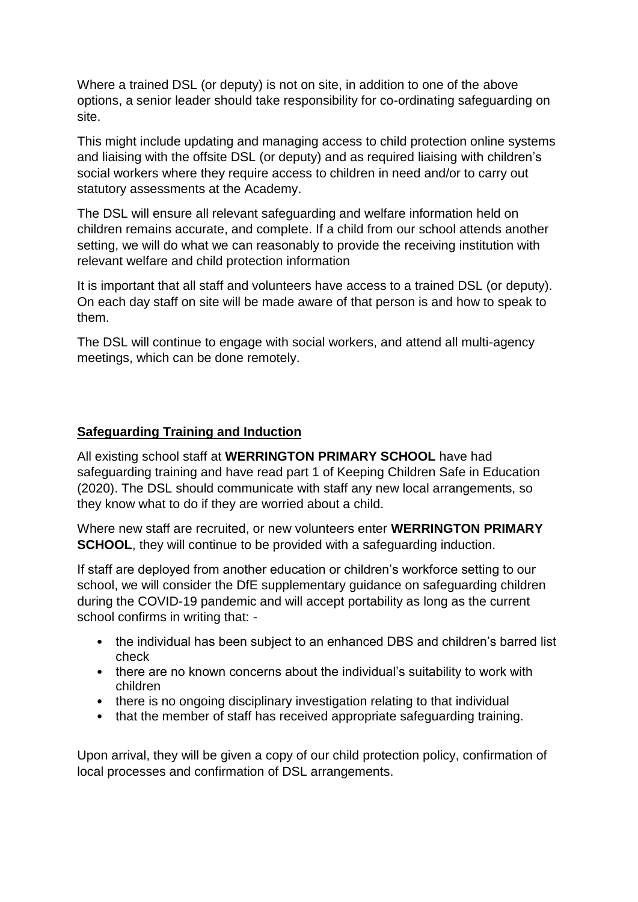Where a trained DSL (or deputy) is not on site, in addition to one of the above options, a senior leader should take responsibility for co-ordinating safeguarding on site.

This might include updating and managing access to child protection online systems and liaising with the offsite DSL (or deputy) and as required liaising with children's social workers where they require access to children in need and/or to carry out statutory assessments at the Academy.

The DSL will ensure all relevant safeguarding and welfare information held on children remains accurate, and complete. If a child from our school attends another setting, we will do what we can reasonably to provide the receiving institution with relevant welfare and child protection information

It is important that all staff and volunteers have access to a trained DSL (or deputy). On each day staff on site will be made aware of that person is and how to speak to them.

The DSL will continue to engage with social workers, and attend all multi-agency meetings, which can be done remotely.

## Safeguarding Training and Induction

All existing school staff at **WERRINGTON PRIMARY SCHOOL** have had safeguarding training and have read part 1 of Keeping Children Safe in Education (2020). The DSL should communicate with staff any new local arrangements, so they know what to do if they are worried about a child.

Where new staff are recruited, or new volunteers enter **WERRINGTON PRIMARY SCHOOL**, they will continue to be provided with a safeguarding induction.

If staff are deployed from another education or children's workforce setting to our school, we will consider the DfE supplementary guidance on safeguarding children during the COVID-19 pandemic and will accept portability as long as the current school confirms in writing that: -

- the individual has been subject to an enhanced DBS and children's barred list check
- there are no known concerns about the individual's suitability to work with children
- there is no ongoing disciplinary investigation relating to that individual
- that the member of staff has received appropriate safeguarding training.

Upon arrival, they will be given a copy of our child protection policy, confirmation of local processes and confirmation of DSL arrangements.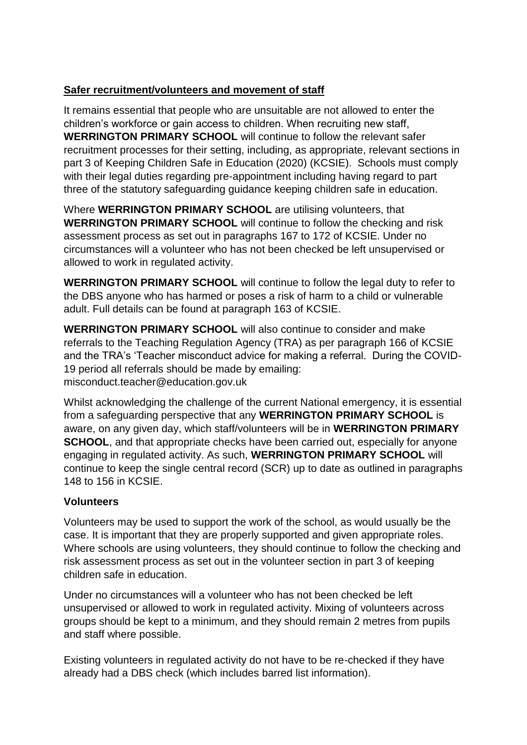## **Safer recruitment/volunteers and movement of staff**

It remains essential that people who are unsuitable are not allowed to enter the children's workforce or gain access to children. When recruiting new staff, **WERRINGTON PRIMARY SCHOOL** will continue to follow the relevant safer recruitment processes for their setting, including, as appropriate, relevant sections in part 3 of Keeping Children Safe in Education (2020) (KCSIE). Schools must comply with their legal duties regarding pre-appointment including having regard to part three of the statutory safeguarding guidance keeping children safe in education.

Where **WERRINGTON PRIMARY SCHOOL** are utilising volunteers, that **WERRINGTON PRIMARY SCHOOL** will continue to follow the checking and risk assessment process as set out in paragraphs 167 to 172 of KCSIE. Under no circumstances will a volunteer who has not been checked be left unsupervised or allowed to work in regulated activity.

**WERRINGTON PRIMARY SCHOOL** will continue to follow the legal duty to refer to the DBS anyone who has harmed or poses a risk of harm to a child or vulnerable adult. Full details can be found at paragraph 163 of KCSIE.

**WERRINGTON PRIMARY SCHOOL** will also continue to consider and make referrals to the Teaching Regulation Agency (TRA) as per paragraph 166 of KCSIE and the TRA's 'Teacher misconduct advice for making a referral. During the COVID-19 period all referrals should be made by emailing: misconduct.teacher@education.gov.uk

Whilst acknowledging the challenge of the current National emergency, it is essential from a safeguarding perspective that any **WERRINGTON PRIMARY SCHOOL** is aware, on any given day, which staff/volunteers will be in **WERRINGTON PRIMARY SCHOOL**, and that appropriate checks have been carried out, especially for anyone engaging in regulated activity. As such, **WERRINGTON PRIMARY SCHOOL** will continue to keep the single central record (SCR) up to date as outlined in paragraphs 148 to 156 in KCSIE.

### **Volunteers**

Volunteers may be used to support the work of the school, as would usually be the case. It is important that they are properly supported and given appropriate roles. Where schools are using volunteers, they should continue to follow the checking and risk assessment process as set out in the volunteer section in part 3 of keeping children safe in education.

Under no circumstances will a volunteer who has not been checked be left unsupervised or allowed to work in regulated activity. Mixing of volunteers across groups should be kept to a minimum, and they should remain 2 metres from pupils and staff where possible.

Existing volunteers in regulated activity do not have to be re-checked if they have already had a DBS check (which includes barred list information).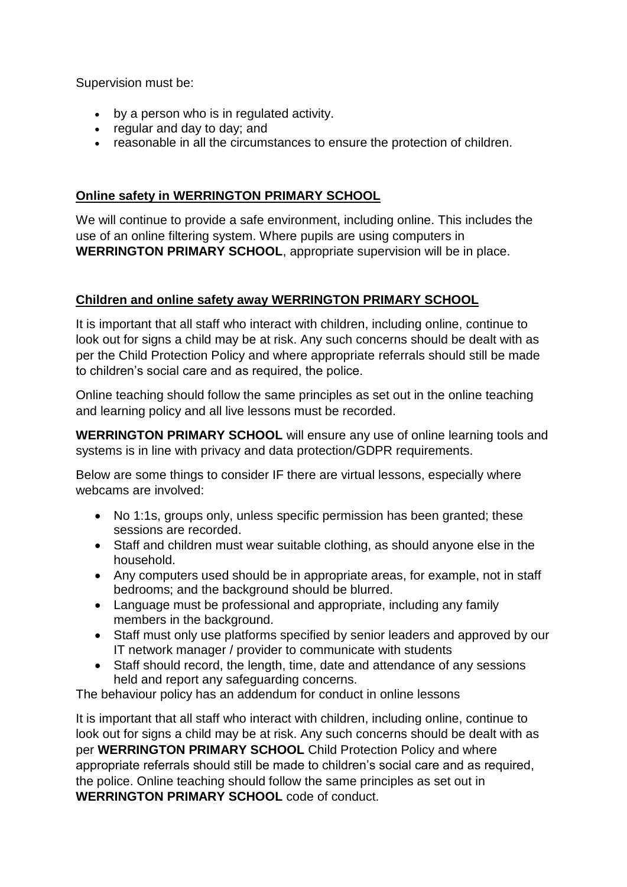Supervision must be:

- by a person who is in regulated activity.
- regular and day to day; and
- reasonable in all the circumstances to ensure the protection of children.

## Online safety in WERRINGTON PRIMARY SCHOOL

We will continue to provide a safe environment, including online. This includes the use of an online filtering system. Where pupils are using computers in **WERRINGTON PRIMARY SCHOOL**, appropriate supervision will be in place.

## Children and online safety away WERRINGTON PRIMARY SCHOOL

It is important that all staff who interact with children, including online, continue to look out for signs a child may be at risk. Any such concerns should be dealt with as per the Child Protection Policy and where appropriate referrals should still be made to children's social care and as required, the police.

Online teaching should follow the same principles as set out in the online teaching and learning policy and all live lessons must be recorded.

**WERRINGTON PRIMARY SCHOOL** will ensure any use of online learning tools and systems is in line with privacy and data protection/GDPR requirements.

Below are some things to consider IF there are virtual lessons, especially where webcams are involved:

- No 1:1s, groups only, unless specific permission has been granted; these sessions are recorded.
- Staff and children must wear suitable clothing, as should anyone else in the household.
- Any computers used should be in appropriate areas, for example, not in staff bedrooms; and the background should be blurred.
- Language must be professional and appropriate, including any family members in the background.
- Staff must only use platforms specified by senior leaders and approved by our IT network manager / provider to communicate with students
- Staff should record, the length, time, date and attendance of any sessions held and report any safeguarding concerns.

The behaviour policy has an addendum for conduct in online lessons

It is important that all staff who interact with children, including online, continue to look out for signs a child may be at risk. Any such concerns should be dealt with as per **WERRINGTON PRIMARY SCHOOL** Child Protection Policy and where appropriate referrals should still be made to children's social care and as required, the police. Online teaching should follow the same principles as set out in **WERRINGTON PRIMARY SCHOOL** code of conduct.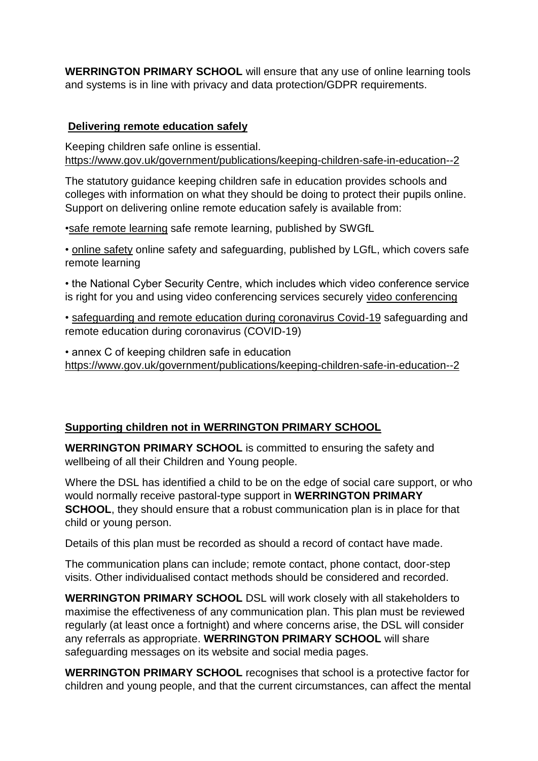**WERRINGTON PRIMARY SCHOOL** will ensure that any use of online learning tools and systems is in line with privacy and data protection/GDPR requirements.

## Delivering remote education safely

Keeping children safe online is essential.
https://www.gov.uk/government/publications/keeping-children-safe-in-education--2

The statutory guidance keeping children safe in education provides schools and colleges with information on what they should be doing to protect their pupils online. Support on delivering online remote education safely is available from:

•safe remote learning safe remote learning, published by SWGfL

• online safety online safety and safeguarding, published by LGfL, which covers safe remote learning

• the National Cyber Security Centre, which includes which video conference service is right for you and using video conferencing services securely video conferencing

• safeguarding and remote education during coronavirus Covid-19 safeguarding and remote education during coronavirus (COVID-19)

• annex C of keeping children safe in education
https://www.gov.uk/government/publications/keeping-children-safe-in-education--2

## Supporting children not in WERRINGTON PRIMARY SCHOOL

**WERRINGTON PRIMARY SCHOOL** is committed to ensuring the safety and wellbeing of all their Children and Young people.

Where the DSL has identified a child to be on the edge of social care support, or who would normally receive pastoral-type support in **WERRINGTON PRIMARY SCHOOL**, they should ensure that a robust communication plan is in place for that child or young person.

Details of this plan must be recorded as should a record of contact have made.

The communication plans can include; remote contact, phone contact, door-step visits. Other individualised contact methods should be considered and recorded.

**WERRINGTON PRIMARY SCHOOL** DSL will work closely with all stakeholders to maximise the effectiveness of any communication plan. This plan must be reviewed regularly (at least once a fortnight) and where concerns arise, the DSL will consider any referrals as appropriate. **WERRINGTON PRIMARY SCHOOL** will share safeguarding messages on its website and social media pages.

**WERRINGTON PRIMARY SCHOOL** recognises that school is a protective factor for children and young people, and that the current circumstances, can affect the mental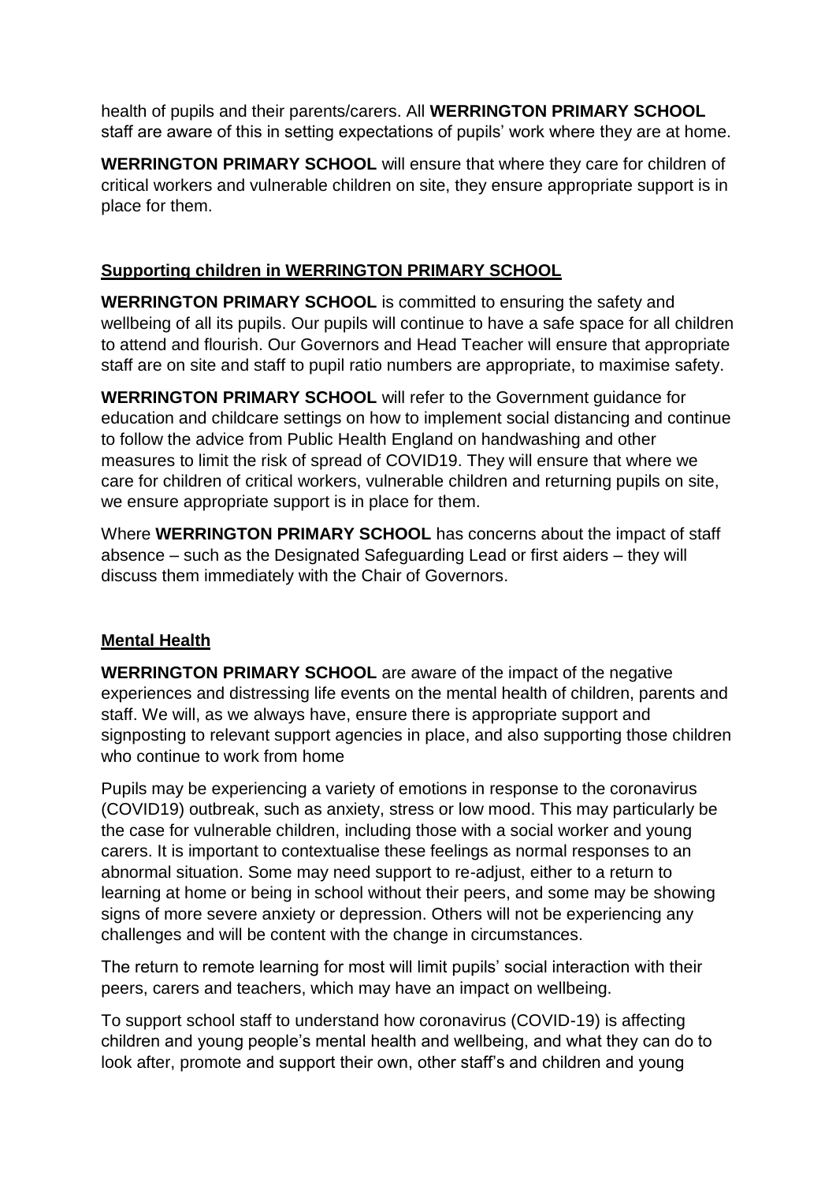health of pupils and their parents/carers. All **WERRINGTON PRIMARY SCHOOL** staff are aware of this in setting expectations of pupils' work where they are at home.

**WERRINGTON PRIMARY SCHOOL** will ensure that where they care for children of critical workers and vulnerable children on site, they ensure appropriate support is in place for them.

## Supporting children in WERRINGTON PRIMARY SCHOOL

**WERRINGTON PRIMARY SCHOOL** is committed to ensuring the safety and wellbeing of all its pupils. Our pupils will continue to have a safe space for all children to attend and flourish. Our Governors and Head Teacher will ensure that appropriate staff are on site and staff to pupil ratio numbers are appropriate, to maximise safety.

**WERRINGTON PRIMARY SCHOOL** will refer to the Government guidance for education and childcare settings on how to implement social distancing and continue to follow the advice from Public Health England on handwashing and other measures to limit the risk of spread of COVID19. They will ensure that where we care for children of critical workers, vulnerable children and returning pupils on site, we ensure appropriate support is in place for them.

Where **WERRINGTON PRIMARY SCHOOL** has concerns about the impact of staff absence – such as the Designated Safeguarding Lead or first aiders – they will discuss them immediately with the Chair of Governors.

## Mental Health

**WERRINGTON PRIMARY SCHOOL** are aware of the impact of the negative experiences and distressing life events on the mental health of children, parents and staff. We will, as we always have, ensure there is appropriate support and signposting to relevant support agencies in place, and also supporting those children who continue to work from home

Pupils may be experiencing a variety of emotions in response to the coronavirus (COVID19) outbreak, such as anxiety, stress or low mood. This may particularly be the case for vulnerable children, including those with a social worker and young carers. It is important to contextualise these feelings as normal responses to an abnormal situation. Some may need support to re-adjust, either to a return to learning at home or being in school without their peers, and some may be showing signs of more severe anxiety or depression. Others will not be experiencing any challenges and will be content with the change in circumstances.

The return to remote learning for most will limit pupils' social interaction with their peers, carers and teachers, which may have an impact on wellbeing.

To support school staff to understand how coronavirus (COVID-19) is affecting children and young people's mental health and wellbeing, and what they can do to look after, promote and support their own, other staff's and children and young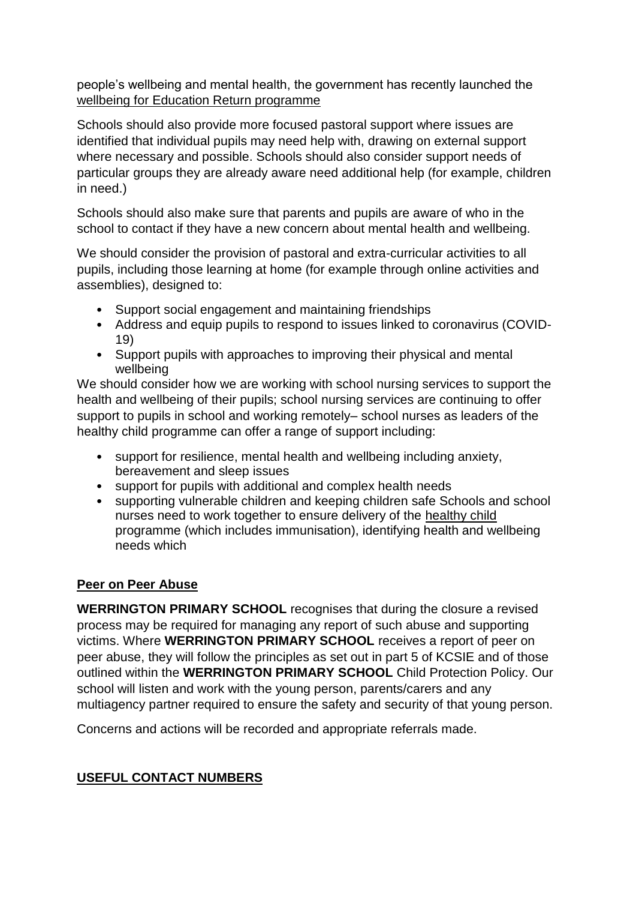people's wellbeing and mental health, the government has recently launched the wellbeing for Education Return programme

Schools should also provide more focused pastoral support where issues are identified that individual pupils may need help with, drawing on external support where necessary and possible. Schools should also consider support needs of particular groups they are already aware need additional help (for example, children in need.)

Schools should also make sure that parents and pupils are aware of who in the school to contact if they have a new concern about mental health and wellbeing.

We should consider the provision of pastoral and extra-curricular activities to all pupils, including those learning at home (for example through online activities and assemblies), designed to:

- Support social engagement and maintaining friendships
- Address and equip pupils to respond to issues linked to coronavirus (COVID-19)
- Support pupils with approaches to improving their physical and mental wellbeing

We should consider how we are working with school nursing services to support the health and wellbeing of their pupils; school nursing services are continuing to offer support to pupils in school and working remotely– school nurses as leaders of the healthy child programme can offer a range of support including:

- support for resilience, mental health and wellbeing including anxiety, bereavement and sleep issues
- support for pupils with additional and complex health needs
- supporting vulnerable children and keeping children safe Schools and school nurses need to work together to ensure delivery of the healthy child programme (which includes immunisation), identifying health and wellbeing needs which

## Peer on Peer Abuse

**WERRINGTON PRIMARY SCHOOL** recognises that during the closure a revised process may be required for managing any report of such abuse and supporting victims. Where **WERRINGTON PRIMARY SCHOOL** receives a report of peer on peer abuse, they will follow the principles as set out in part 5 of KCSIE and of those outlined within the **WERRINGTON PRIMARY SCHOOL** Child Protection Policy. Our school will listen and work with the young person, parents/carers and any multiagency partner required to ensure the safety and security of that young person.

Concerns and actions will be recorded and appropriate referrals made.

## USEFUL CONTACT NUMBERS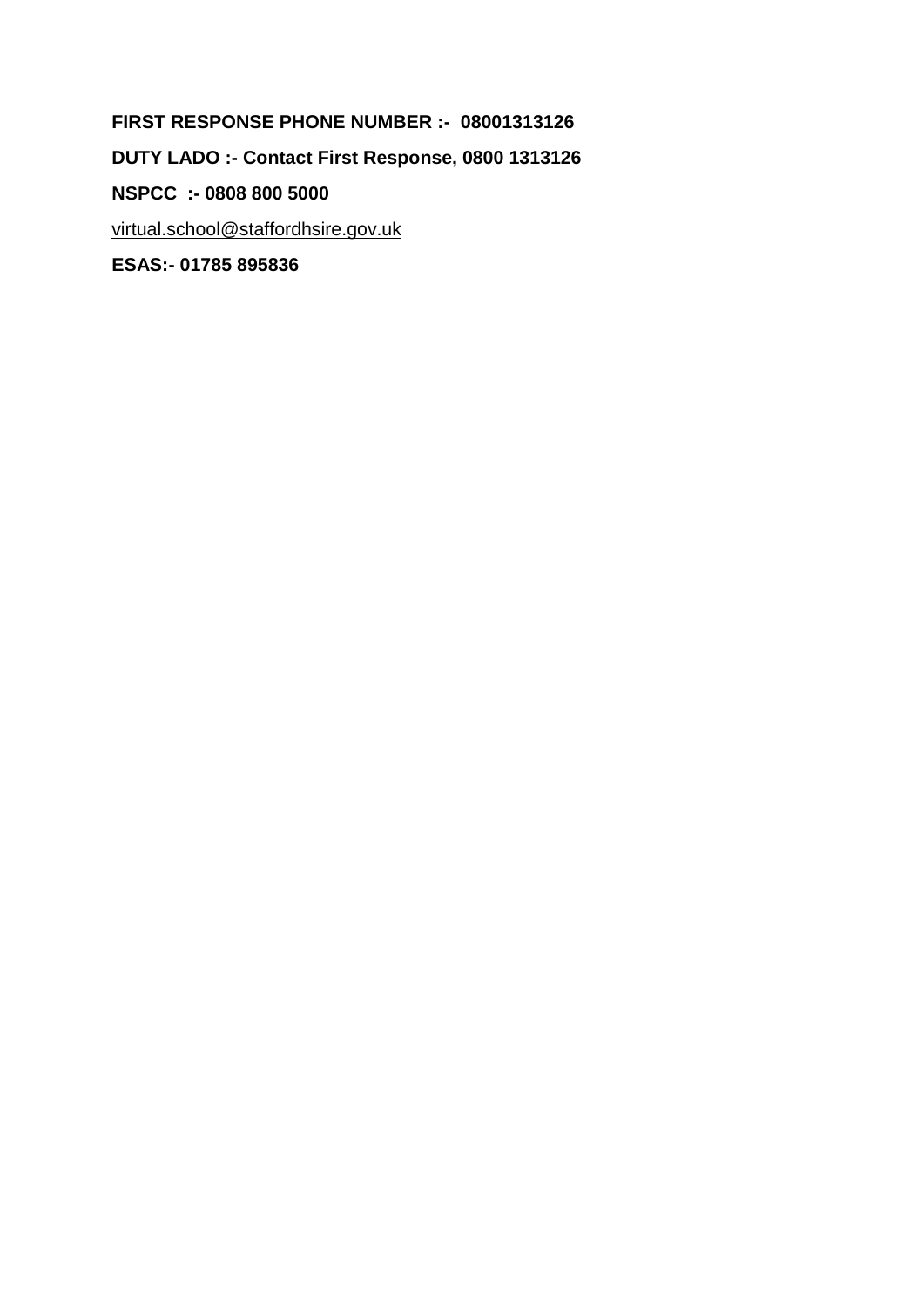**FIRST RESPONSE PHONE NUMBER :- 08001313126**

**DUTY LADO :- Contact First Response, 0800 1313126**

**NSPCC :- 0808 800 5000**

virtual.school@staffordhsire.gov.uk

**ESAS:- 01785 895836**